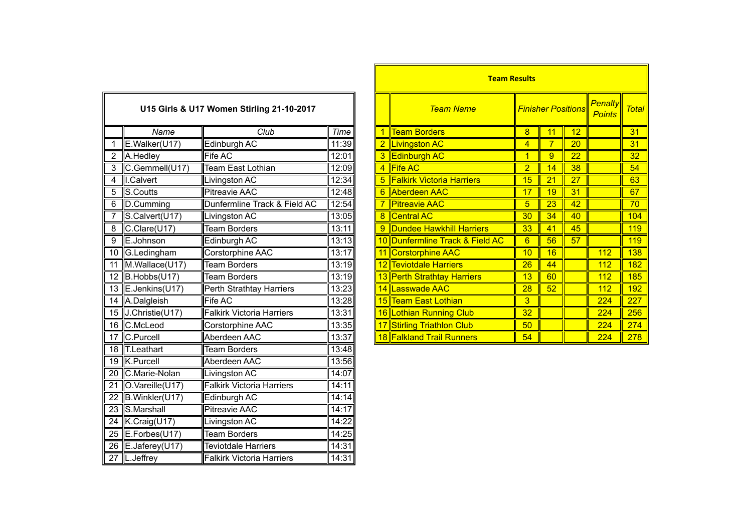## U15 Girls & U17 Women Stirling 21-10-2017

| | Name | Club | Time |
|---|---|---|---|
| 1 | E.Walker(U17) | Edinburgh AC | 11:39 |
| 2 | A.Hedley | Fife AC | 12:01 |
| 3 | C.Gemmell(U17) | Team East Lothian | 12:09 |
| 4 | I.Calvert | Livingston AC | 12:34 |
| 5 | S.Coutts | Pitreavie AAC | 12:48 |
| 6 | D.Cumming | Dunfermline Track & Field AC | 12:54 |
| 7 | S.Calvert(U17) | Livingston AC | 13:05 |
| 8 | C.Clare(U17) | Team Borders | 13:11 |
| 9 | E.Johnson | Edinburgh AC | 13:13 |
| 10 | G.Ledingham | Corstorphine AAC | 13:17 |
| 11 | M.Wallace(U17) | Team Borders | 13:19 |
| 12 | B.Hobbs(U17) | Team Borders | 13:19 |
| 13 | E.Jenkins(U17) | Perth Strathtay Harriers | 13:23 |
| 14 | A.Dalgleish | Fife AC | 13:28 |
| 15 | J.Christie(U17) | Falkirk Victoria Harriers | 13:31 |
| 16 | C.McLeod | Corstorphine AAC | 13:35 |
| 17 | C.Purcell | Aberdeen AAC | 13:37 |
| 18 | T.Leathart | Team Borders | 13:48 |
| 19 | K.Purcell | Aberdeen AAC | 13:56 |
| 20 | C.Marie-Nolan | Livingston AC | 14:07 |
| 21 | O.Vareille(U17) | Falkirk Victoria Harriers | 14:11 |
| 22 | B.Winkler(U17) | Edinburgh AC | 14:14 |
| 23 | S.Marshall | Pitreavie AAC | 14:17 |
| 24 | K.Craig(U17) | Livingston AC | 14:22 |
| 25 | E.Forbes(U17) | Team Borders | 14:25 |
| 26 | E.Jaferey(U17) | Teviotdale Harriers | 14:31 |
| 27 | L.Jeffrey | Falkirk Victoria Harriers | 14:31 |

## Team Results

| | Team Name | Finisher Positions | | | Penalty Points | Total |
|---|---|---|---|---|---|---|
| 1 | Team Borders | 8 | 11 | 12 | | 31 |
| 2 | Livingston AC | 4 | 7 | 20 | | 31 |
| 3 | Edinburgh AC | 1 | 9 | 22 | | 32 |
| 4 | Fife AC | 2 | 14 | 38 | | 54 |
| 5 | Falkirk Victoria Harriers | 15 | 21 | 27 | | 63 |
| 6 | Aberdeen AAC | 17 | 19 | 31 | | 67 |
| 7 | Pitreavie AAC | 5 | 23 | 42 | | 70 |
| 8 | Central AC | 30 | 34 | 40 | | 104 |
| 9 | Dundee Hawkhill Harriers | 33 | 41 | 45 | | 119 |
| 10 | Dunfermline Track & Field AC | 6 | 56 | 57 | | 119 |
| 11 | Corstorphine AAC | 10 | 16 | | 112 | 138 |
| 12 | Teviotdale Harriers | 26 | 44 | | 112 | 182 |
| 13 | Perth Strathtay Harriers | 13 | 60 | | 112 | 185 |
| 14 | Lasswade AAC | 28 | 52 | | 112 | 192 |
| 15 | Team East Lothian | 3 | | | 224 | 227 |
| 16 | Lothian Running Club | 32 | | | 224 | 256 |
| 17 | Stirling Triathlon Club | 50 | | | 224 | 274 |
| 18 | Falkland Trail Runners | 54 | | | 224 | 278 |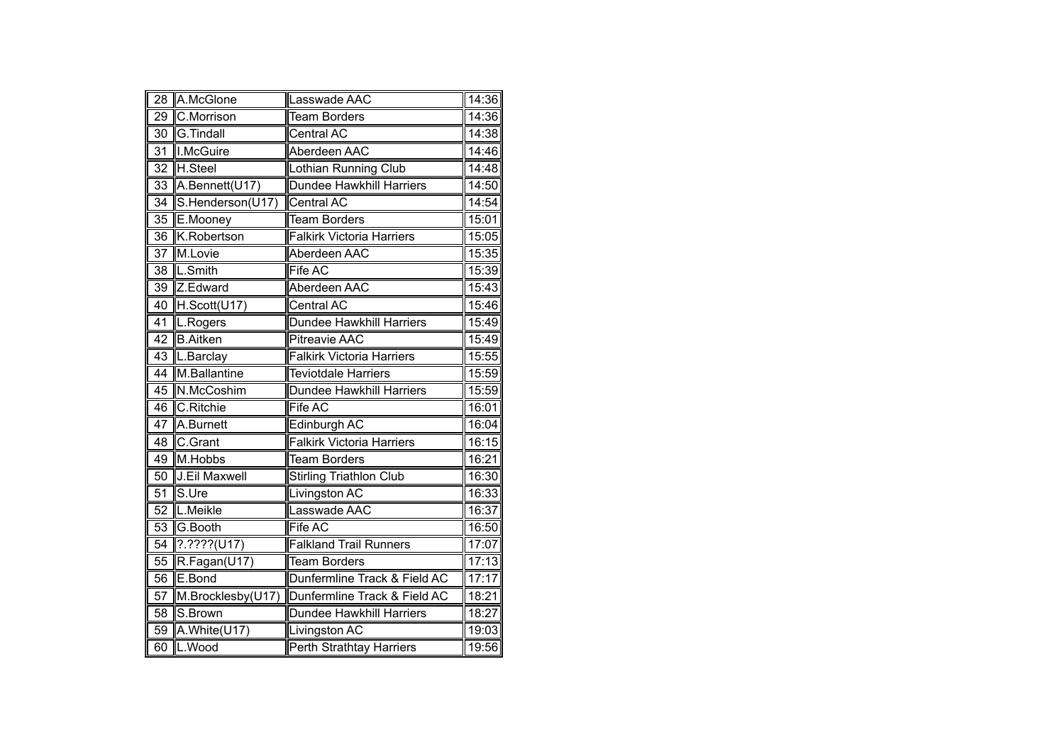| | | | |
|---|---|---|---|
| 28 | A.McGlone | Lasswade AAC | 14:36 |
| 29 | C.Morrison | Team Borders | 14:36 |
| 30 | G.Tindall | Central AC | 14:38 |
| 31 | I.McGuire | Aberdeen AAC | 14:46 |
| 32 | H.Steel | Lothian Running Club | 14:48 |
| 33 | A.Bennett(U17) | Dundee Hawkhill Harriers | 14:50 |
| 34 | S.Henderson(U17) | Central AC | 14:54 |
| 35 | E.Mooney | Team Borders | 15:01 |
| 36 | K.Robertson | Falkirk Victoria Harriers | 15:05 |
| 37 | M.Lovie | Aberdeen AAC | 15:35 |
| 38 | L.Smith | Fife AC | 15:39 |
| 39 | Z.Edward | Aberdeen AAC | 15:43 |
| 40 | H.Scott(U17) | Central AC | 15:46 |
| 41 | L.Rogers | Dundee Hawkhill Harriers | 15:49 |
| 42 | B.Aitken | Pitreavie AAC | 15:49 |
| 43 | L.Barclay | Falkirk Victoria Harriers | 15:55 |
| 44 | M.Ballantine | Teviotdale Harriers | 15:59 |
| 45 | N.McCoshim | Dundee Hawkhill Harriers | 15:59 |
| 46 | C.Ritchie | Fife AC | 16:01 |
| 47 | A.Burnett | Edinburgh AC | 16:04 |
| 48 | C.Grant | Falkirk Victoria Harriers | 16:15 |
| 49 | M.Hobbs | Team Borders | 16:21 |
| 50 | J.Eil Maxwell | Stirling Triathlon Club | 16:30 |
| 51 | S.Ure | Livingston AC | 16:33 |
| 52 | L.Meikle | Lasswade AAC | 16:37 |
| 53 | G.Booth | Fife AC | 16:50 |
| 54 | ?.????(U17) | Falkland Trail Runners | 17:07 |
| 55 | R.Fagan(U17) | Team Borders | 17:13 |
| 56 | E.Bond | Dunfermline Track & Field AC | 17:17 |
| 57 | M.Brocklesby(U17) | Dunfermline Track & Field AC | 18:21 |
| 58 | S.Brown | Dundee Hawkhill Harriers | 18:27 |
| 59 | A.White(U17) | Livingston AC | 19:03 |
| 60 | L.Wood | Perth Strathtay Harriers | 19:56 |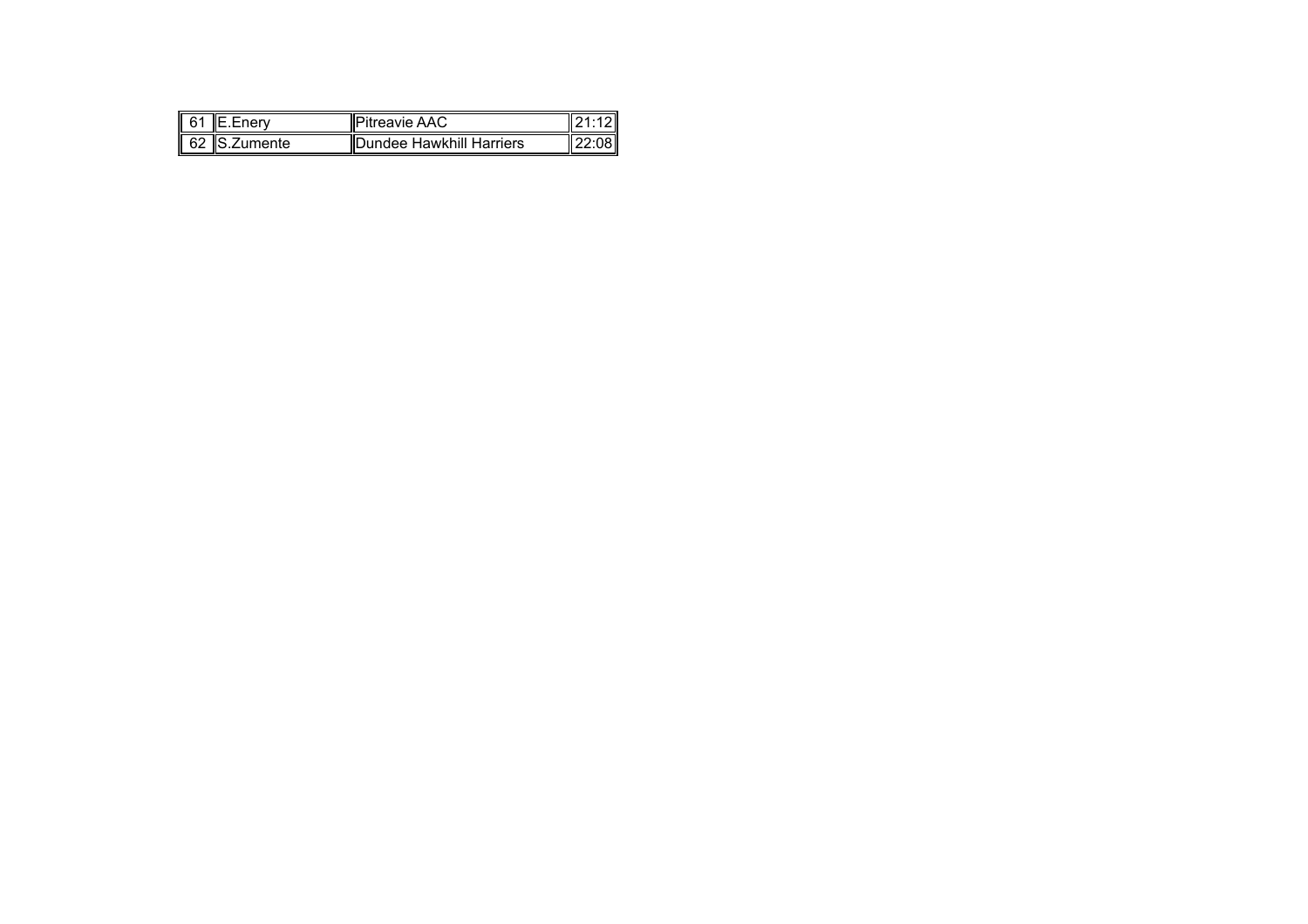| | | | |
|---|---|---|---|
| 61 | E.Enery | Pitreavie AAC | 21:12 |
| 62 | S.Zumente | Dundee Hawkhill Harriers | 22:08 |